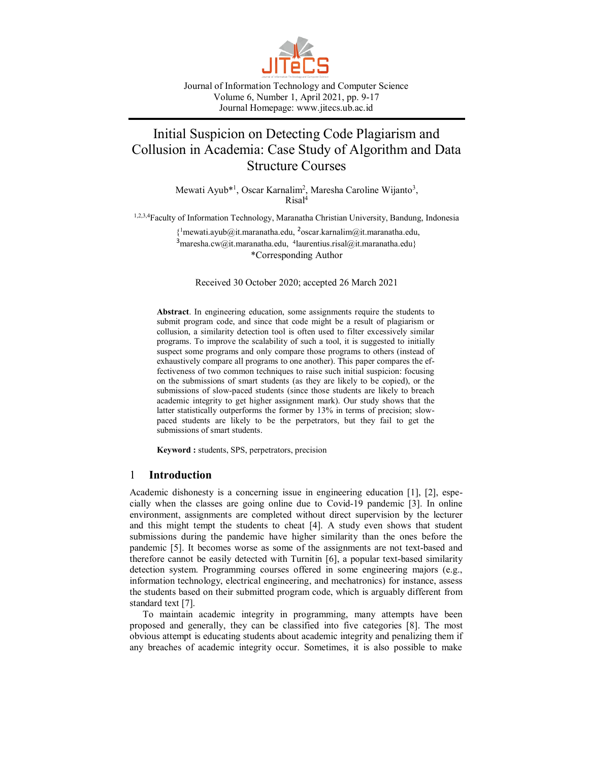Journal of Information Technology and Computer Science
Volume 6, Number 1, April 2021, pp. 9-17
Journal Homepage: www.jitecs.ub.ac.id

# Initial Suspicion on Detecting Code Plagiarism and Collusion in Academia: Case Study of Algorithm and Data Structure Courses

Mewati Ayub*[1], Oscar Karnalim[2], Maresha Caroline Wijanto[3], Risal[4]

[1,2,3,4]Faculty of Information Technology, Maranatha Christian University, Bandung, Indonesia

{[1]mewati.ayub@it.maranatha.edu, [2]oscar.karnalim@it.maranatha.edu, [3]maresha.cw@it.maranatha.edu, [4]laurentius.risal@it.maranatha.edu}
*Corresponding Author

Received 30 October 2020; accepted 26 March 2021

**Abstract**. In engineering education, some assignments require the students to submit program code, and since that code might be a result of plagiarism or collusion, a similarity detection tool is often used to filter excessively similar programs. To improve the scalability of such a tool, it is suggested to initially suspect some programs and only compare those programs to others (instead of exhaustively compare all programs to one another). This paper compares the effectiveness of two common techniques to raise such initial suspicion: focusing on the submissions of smart students (as they are likely to be copied), or the submissions of slow-paced students (since those students are likely to breach academic integrity to get higher assignment mark). Our study shows that the latter statistically outperforms the former by 13% in terms of precision; slow-paced students are likely to be the perpetrators, but they fail to get the submissions of smart students.

**Keyword :** students, SPS, perpetrators, precision

## 1 Introduction

Academic dishonesty is a concerning issue in engineering education [1], [2], especially when the classes are going online due to Covid-19 pandemic [3]. In online environment, assignments are completed without direct supervision by the lecturer and this might tempt the students to cheat [4]. A study even shows that student submissions during the pandemic have higher similarity than the ones before the pandemic [5]. It becomes worse as some of the assignments are not text-based and therefore cannot be easily detected with Turnitin [6], a popular text-based similarity detection system. Programming courses offered in some engineering majors (e.g., information technology, electrical engineering, and mechatronics) for instance, assess the students based on their submitted program code, which is arguably different from standard text [7].

To maintain academic integrity in programming, many attempts have been proposed and generally, they can be classified into five categories [8]. The most obvious attempt is educating students about academic integrity and penalizing them if any breaches of academic integrity occur. Sometimes, it is also possible to make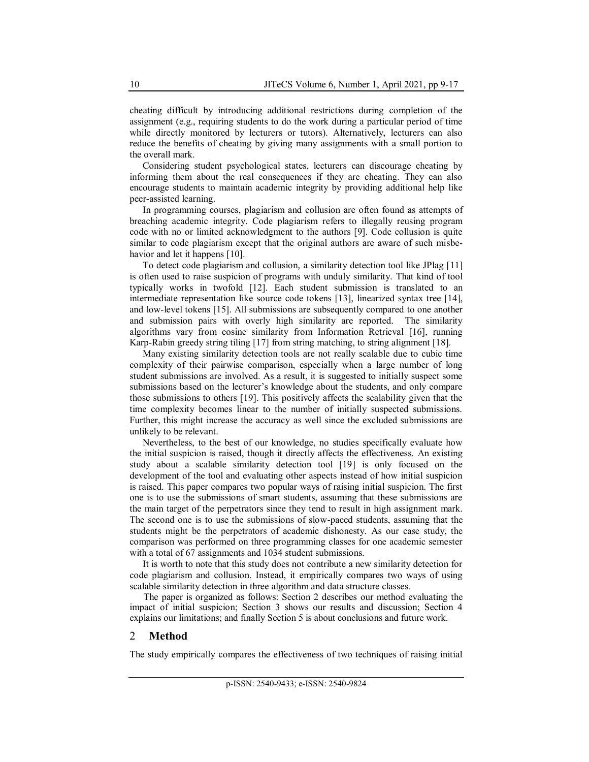cheating difficult by introducing additional restrictions during completion of the assignment (e.g., requiring students to do the work during a particular period of time while directly monitored by lecturers or tutors). Alternatively, lecturers can also reduce the benefits of cheating by giving many assignments with a small portion to the overall mark.

Considering student psychological states, lecturers can discourage cheating by informing them about the real consequences if they are cheating. They can also encourage students to maintain academic integrity by providing additional help like peer-assisted learning.

In programming courses, plagiarism and collusion are often found as attempts of breaching academic integrity. Code plagiarism refers to illegally reusing program code with no or limited acknowledgment to the authors [9]. Code collusion is quite similar to code plagiarism except that the original authors are aware of such misbehavior and let it happens [10].

To detect code plagiarism and collusion, a similarity detection tool like JPlag [11] is often used to raise suspicion of programs with unduly similarity. That kind of tool typically works in twofold [12]. Each student submission is translated to an intermediate representation like source code tokens [13], linearized syntax tree [14], and low-level tokens [15]. All submissions are subsequently compared to one another and submission pairs with overly high similarity are reported. The similarity algorithms vary from cosine similarity from Information Retrieval [16], running Karp-Rabin greedy string tiling [17] from string matching, to string alignment [18].

Many existing similarity detection tools are not really scalable due to cubic time complexity of their pairwise comparison, especially when a large number of long student submissions are involved. As a result, it is suggested to initially suspect some submissions based on the lecturer's knowledge about the students, and only compare those submissions to others [19]. This positively affects the scalability given that the time complexity becomes linear to the number of initially suspected submissions. Further, this might increase the accuracy as well since the excluded submissions are unlikely to be relevant.

Nevertheless, to the best of our knowledge, no studies specifically evaluate how the initial suspicion is raised, though it directly affects the effectiveness. An existing study about a scalable similarity detection tool [19] is only focused on the development of the tool and evaluating other aspects instead of how initial suspicion is raised. This paper compares two popular ways of raising initial suspicion. The first one is to use the submissions of smart students, assuming that these submissions are the main target of the perpetrators since they tend to result in high assignment mark. The second one is to use the submissions of slow-paced students, assuming that the students might be the perpetrators of academic dishonesty. As our case study, the comparison was performed on three programming classes for one academic semester with a total of 67 assignments and 1034 student submissions.

It is worth to note that this study does not contribute a new similarity detection for code plagiarism and collusion. Instead, it empirically compares two ways of using scalable similarity detection in three algorithm and data structure classes.

The paper is organized as follows: Section 2 describes our method evaluating the impact of initial suspicion; Section 3 shows our results and discussion; Section 4 explains our limitations; and finally Section 5 is about conclusions and future work.

## 2 Method

The study empirically compares the effectiveness of two techniques of raising initial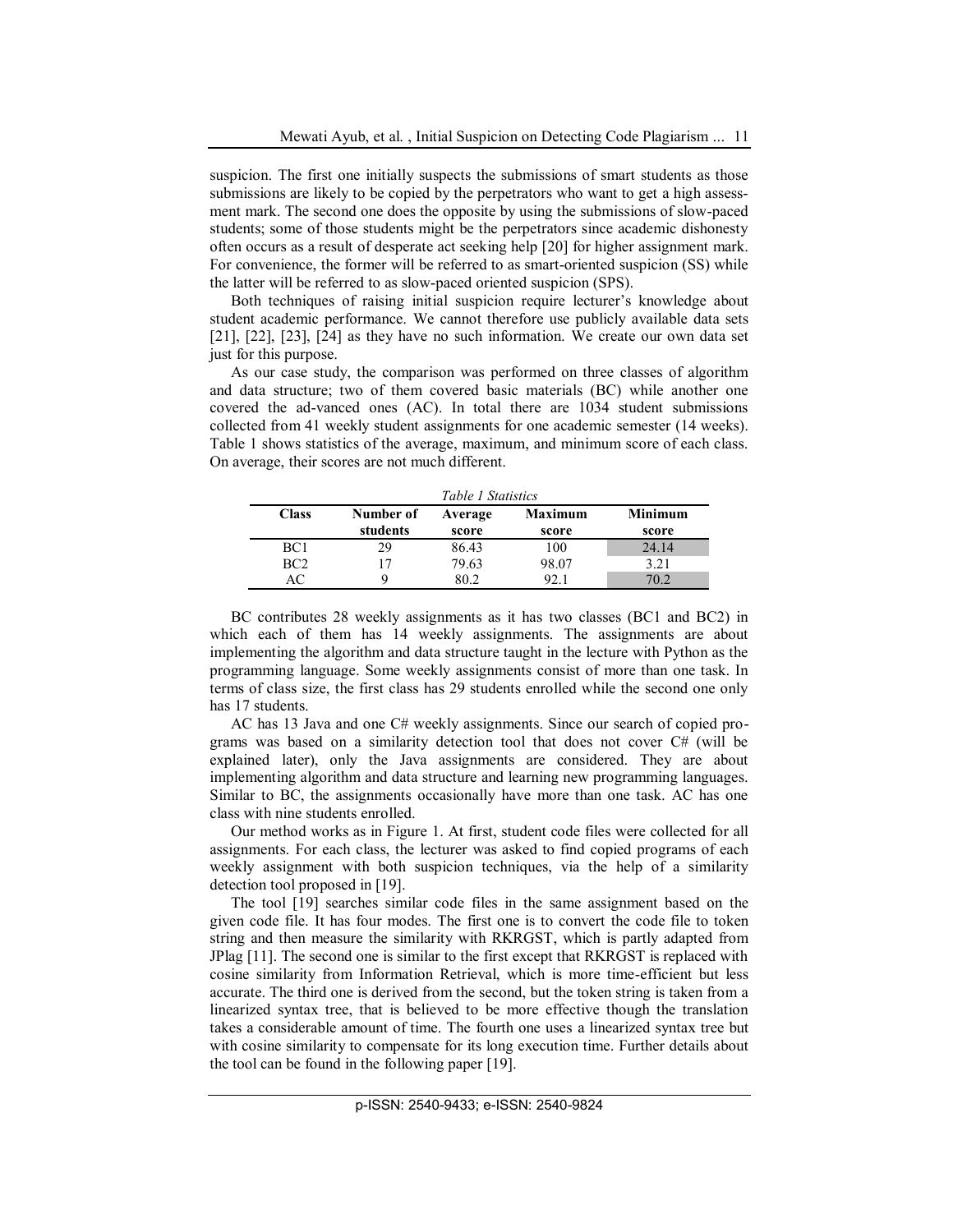suspicion. The first one initially suspects the submissions of smart students as those submissions are likely to be copied by the perpetrators who want to get a high assessment mark. The second one does the opposite by using the submissions of slow-paced students; some of those students might be the perpetrators since academic dishonesty often occurs as a result of desperate act seeking help [20] for higher assignment mark. For convenience, the former will be referred to as smart-oriented suspicion (SS) while the latter will be referred to as slow-paced oriented suspicion (SPS).

Both techniques of raising initial suspicion require lecturer's knowledge about student academic performance. We cannot therefore use publicly available data sets [21], [22], [23], [24] as they have no such information. We create our own data set just for this purpose.

As our case study, the comparison was performed on three classes of algorithm and data structure; two of them covered basic materials (BC) while another one covered the ad-vanced ones (AC). In total there are 1034 student submissions collected from 41 weekly student assignments for one academic semester (14 weeks). Table 1 shows statistics of the average, maximum, and minimum score of each class. On average, their scores are not much different.

*Table 1 Statistics*

| Class | Number of students | Average score | Maximum score | Minimum score |
|---|---|---|---|---|
| BC1 | 29 | 86.43 | 100 | 24.14 |
| BC2 | 17 | 79.63 | 98.07 | 3.21 |
| AC | 9 | 80.2 | 92.1 | 70.2 |

BC contributes 28 weekly assignments as it has two classes (BC1 and BC2) in which each of them has 14 weekly assignments. The assignments are about implementing the algorithm and data structure taught in the lecture with Python as the programming language. Some weekly assignments consist of more than one task. In terms of class size, the first class has 29 students enrolled while the second one only has 17 students.

AC has 13 Java and one C# weekly assignments. Since our search of copied programs was based on a similarity detection tool that does not cover C# (will be explained later), only the Java assignments are considered. They are about implementing algorithm and data structure and learning new programming languages. Similar to BC, the assignments occasionally have more than one task. AC has one class with nine students enrolled.

Our method works as in Figure 1. At first, student code files were collected for all assignments. For each class, the lecturer was asked to find copied programs of each weekly assignment with both suspicion techniques, via the help of a similarity detection tool proposed in [19].

The tool [19] searches similar code files in the same assignment based on the given code file. It has four modes. The first one is to convert the code file to token string and then measure the similarity with RKRGST, which is partly adapted from JPlag [11]. The second one is similar to the first except that RKRGST is replaced with cosine similarity from Information Retrieval, which is more time-efficient but less accurate. The third one is derived from the second, but the token string is taken from a linearized syntax tree, that is believed to be more effective though the translation takes a considerable amount of time. The fourth one uses a linearized syntax tree but with cosine similarity to compensate for its long execution time. Further details about the tool can be found in the following paper [19].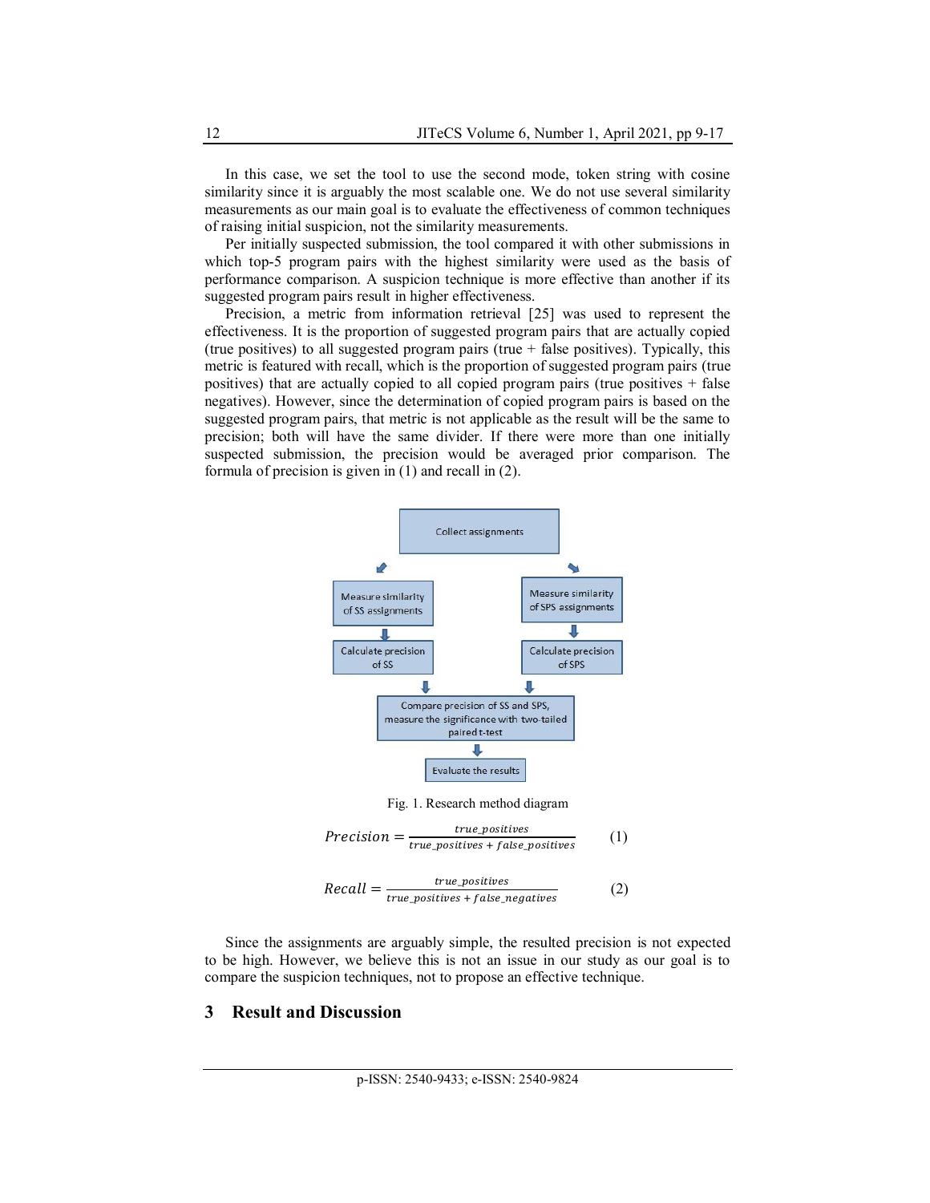In this case, we set the tool to use the second mode, token string with cosine similarity since it is arguably the most scalable one. We do not use several similarity measurements as our main goal is to evaluate the effectiveness of common techniques of raising initial suspicion, not the similarity measurements.

Per initially suspected submission, the tool compared it with other submissions in which top-5 program pairs with the highest similarity were used as the basis of performance comparison. A suspicion technique is more effective than another if its suggested program pairs result in higher effectiveness.

Precision, a metric from information retrieval [25] was used to represent the effectiveness. It is the proportion of suggested program pairs that are actually copied (true positives) to all suggested program pairs (true + false positives). Typically, this metric is featured with recall, which is the proportion of suggested program pairs (true positives) that are actually copied to all copied program pairs (true positives + false negatives). However, since the determination of copied program pairs is based on the suggested program pairs, that metric is not applicable as the result will be the same to precision; both will have the same divider. If there were more than one initially suspected submission, the precision would be averaged prior comparison. The formula of precision is given in (1) and recall in (2).

Collect assignments

Measure similarity of SS assignments | Measure similarity of SPS assignments

Calculate precision of SS | Calculate precision of SPS

Compare precision of SS and SPS, measure the significance with two-tailed paired t-test

Evaluate the results

Fig. 1. Research method diagram

$$Precision = \frac{true\_positives}{true\_positives + false\_positives} \quad (1)$$

$$Recall = \frac{true\_positives}{true\_positives + false\_negatives} \quad (2)$$

Since the assignments are arguably simple, the resulted precision is not expected to be high. However, we believe this is not an issue in our study as our goal is to compare the suspicion techniques, not to propose an effective technique.

## 3 Result and Discussion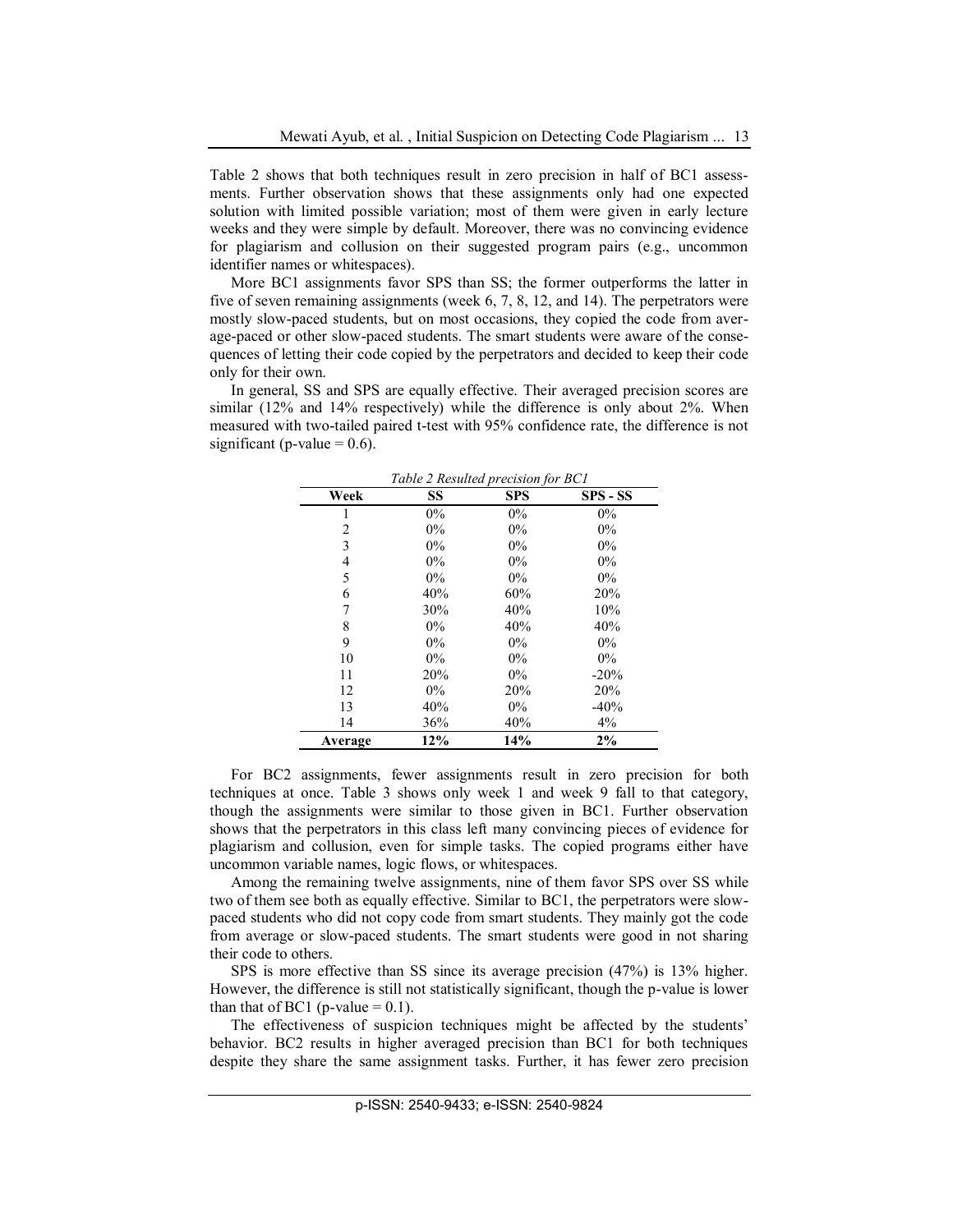Table 2 shows that both techniques result in zero precision in half of BC1 assessments. Further observation shows that these assignments only had one expected solution with limited possible variation; most of them were given in early lecture weeks and they were simple by default. Moreover, there was no convincing evidence for plagiarism and collusion on their suggested program pairs (e.g., uncommon identifier names or whitespaces).

More BC1 assignments favor SPS than SS; the former outperforms the latter in five of seven remaining assignments (week 6, 7, 8, 12, and 14). The perpetrators were mostly slow-paced students, but on most occasions, they copied the code from average-paced or other slow-paced students. The smart students were aware of the consequences of letting their code copied by the perpetrators and decided to keep their code only for their own.

In general, SS and SPS are equally effective. Their averaged precision scores are similar (12% and 14% respectively) while the difference is only about 2%. When measured with two-tailed paired t-test with 95% confidence rate, the difference is not significant (p-value = 0.6).

*Table 2 Resulted precision for BC1*

| Week | SS | SPS | SPS - SS |
|---|---|---|---|
| 1 | 0% | 0% | 0% |
| 2 | 0% | 0% | 0% |
| 3 | 0% | 0% | 0% |
| 4 | 0% | 0% | 0% |
| 5 | 0% | 0% | 0% |
| 6 | 40% | 60% | 20% |
| 7 | 30% | 40% | 10% |
| 8 | 0% | 40% | 40% |
| 9 | 0% | 0% | 0% |
| 10 | 0% | 0% | 0% |
| 11 | 20% | 0% | -20% |
| 12 | 0% | 20% | 20% |
| 13 | 40% | 0% | -40% |
| 14 | 36% | 40% | 4% |
| **Average** | **12%** | **14%** | **2%** |

For BC2 assignments, fewer assignments result in zero precision for both techniques at once. Table 3 shows only week 1 and week 9 fall to that category, though the assignments were similar to those given in BC1. Further observation shows that the perpetrators in this class left many convincing pieces of evidence for plagiarism and collusion, even for simple tasks. The copied programs either have uncommon variable names, logic flows, or whitespaces.

Among the remaining twelve assignments, nine of them favor SPS over SS while two of them see both as equally effective. Similar to BC1, the perpetrators were slow-paced students who did not copy code from smart students. They mainly got the code from average or slow-paced students. The smart students were good in not sharing their code to others.

SPS is more effective than SS since its average precision (47%) is 13% higher. However, the difference is still not statistically significant, though the p-value is lower than that of BC1 (p-value = 0.1).

The effectiveness of suspicion techniques might be affected by the students' behavior. BC2 results in higher averaged precision than BC1 for both techniques despite they share the same assignment tasks. Further, it has fewer zero precision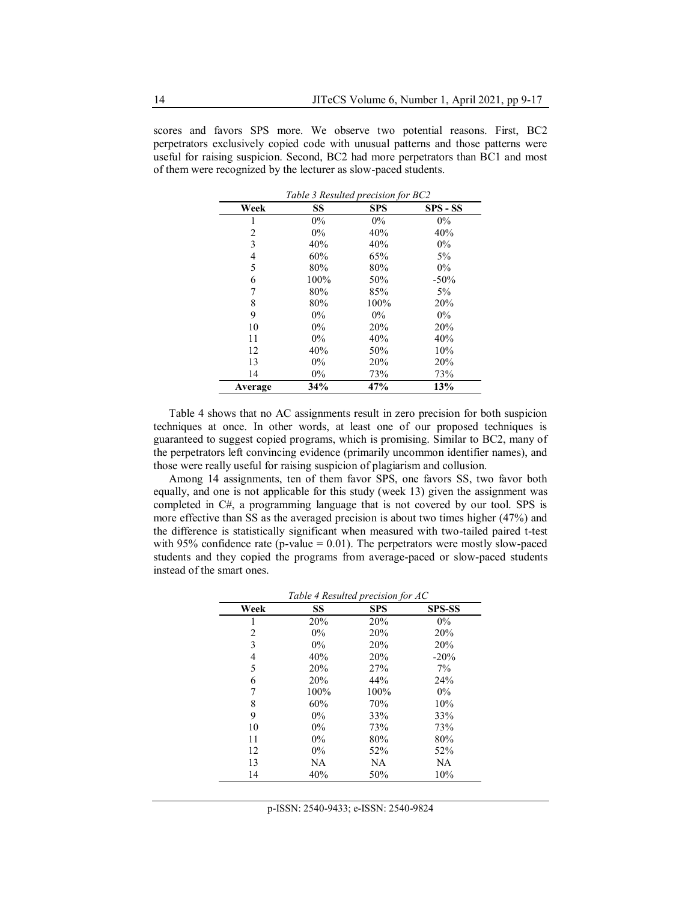scores and favors SPS more. We observe two potential reasons. First, BC2 perpetrators exclusively copied code with unusual patterns and those patterns were useful for raising suspicion. Second, BC2 had more perpetrators than BC1 and most of them were recognized by the lecturer as slow-paced students.

*Table 3 Resulted precision for BC2*

| Week | SS | SPS | SPS - SS |
|---|---|---|---|
| 1 | 0% | 0% | 0% |
| 2 | 0% | 40% | 40% |
| 3 | 40% | 40% | 0% |
| 4 | 60% | 65% | 5% |
| 5 | 80% | 80% | 0% |
| 6 | 100% | 50% | -50% |
| 7 | 80% | 85% | 5% |
| 8 | 80% | 100% | 20% |
| 9 | 0% | 0% | 0% |
| 10 | 0% | 20% | 20% |
| 11 | 0% | 40% | 40% |
| 12 | 40% | 50% | 10% |
| 13 | 0% | 20% | 20% |
| 14 | 0% | 73% | 73% |
| **Average** | **34%** | **47%** | **13%** |

Table 4 shows that no AC assignments result in zero precision for both suspicion techniques at once. In other words, at least one of our proposed techniques is guaranteed to suggest copied programs, which is promising. Similar to BC2, many of the perpetrators left convincing evidence (primarily uncommon identifier names), and those were really useful for raising suspicion of plagiarism and collusion.

Among 14 assignments, ten of them favor SPS, one favors SS, two favor both equally, and one is not applicable for this study (week 13) given the assignment was completed in C#, a programming language that is not covered by our tool. SPS is more effective than SS as the averaged precision is about two times higher (47%) and the difference is statistically significant when measured with two-tailed paired t-test with 95% confidence rate (p-value = 0.01). The perpetrators were mostly slow-paced students and they copied the programs from average-paced or slow-paced students instead of the smart ones.

*Table 4 Resulted precision for AC*

| Week | SS | SPS | SPS-SS |
|---|---|---|---|
| 1 | 20% | 20% | 0% |
| 2 | 0% | 20% | 20% |
| 3 | 0% | 20% | 20% |
| 4 | 40% | 20% | -20% |
| 5 | 20% | 27% | 7% |
| 6 | 20% | 44% | 24% |
| 7 | 100% | 100% | 0% |
| 8 | 60% | 70% | 10% |
| 9 | 0% | 33% | 33% |
| 10 | 0% | 73% | 73% |
| 11 | 0% | 80% | 80% |
| 12 | 0% | 52% | 52% |
| 13 | NA | NA | NA |
| 14 | 40% | 50% | 10% |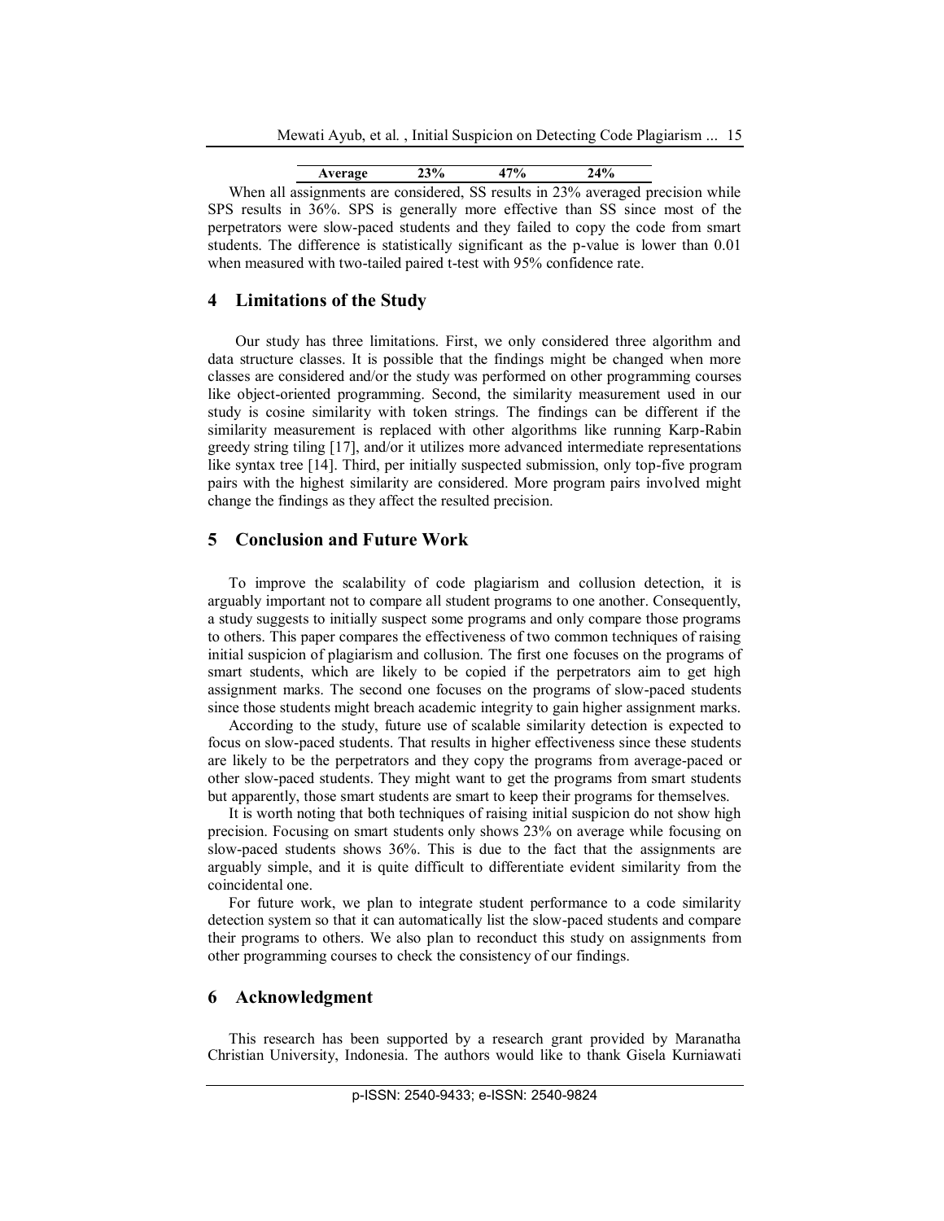| Average | 23% | 47% | 24% |
|---|---|---|---|

When all assignments are considered, SS results in 23% averaged precision while SPS results in 36%. SPS is generally more effective than SS since most of the perpetrators were slow-paced students and they failed to copy the code from smart students. The difference is statistically significant as the p-value is lower than 0.01 when measured with two-tailed paired t-test with 95% confidence rate.

## 4 Limitations of the Study

Our study has three limitations. First, we only considered three algorithm and data structure classes. It is possible that the findings might be changed when more classes are considered and/or the study was performed on other programming courses like object-oriented programming. Second, the similarity measurement used in our study is cosine similarity with token strings. The findings can be different if the similarity measurement is replaced with other algorithms like running Karp-Rabin greedy string tiling [17], and/or it utilizes more advanced intermediate representations like syntax tree [14]. Third, per initially suspected submission, only top-five program pairs with the highest similarity are considered. More program pairs involved might change the findings as they affect the resulted precision.

## 5 Conclusion and Future Work

To improve the scalability of code plagiarism and collusion detection, it is arguably important not to compare all student programs to one another. Consequently, a study suggests to initially suspect some programs and only compare those programs to others. This paper compares the effectiveness of two common techniques of raising initial suspicion of plagiarism and collusion. The first one focuses on the programs of smart students, which are likely to be copied if the perpetrators aim to get high assignment marks. The second one focuses on the programs of slow-paced students since those students might breach academic integrity to gain higher assignment marks.

According to the study, future use of scalable similarity detection is expected to focus on slow-paced students. That results in higher effectiveness since these students are likely to be the perpetrators and they copy the programs from average-paced or other slow-paced students. They might want to get the programs from smart students but apparently, those smart students are smart to keep their programs for themselves.

It is worth noting that both techniques of raising initial suspicion do not show high precision. Focusing on smart students only shows 23% on average while focusing on slow-paced students shows 36%. This is due to the fact that the assignments are arguably simple, and it is quite difficult to differentiate evident similarity from the coincidental one.

For future work, we plan to integrate student performance to a code similarity detection system so that it can automatically list the slow-paced students and compare their programs to others. We also plan to reconduct this study on assignments from other programming courses to check the consistency of our findings.

## 6 Acknowledgment

This research has been supported by a research grant provided by Maranatha Christian University, Indonesia. The authors would like to thank Gisela Kurniawati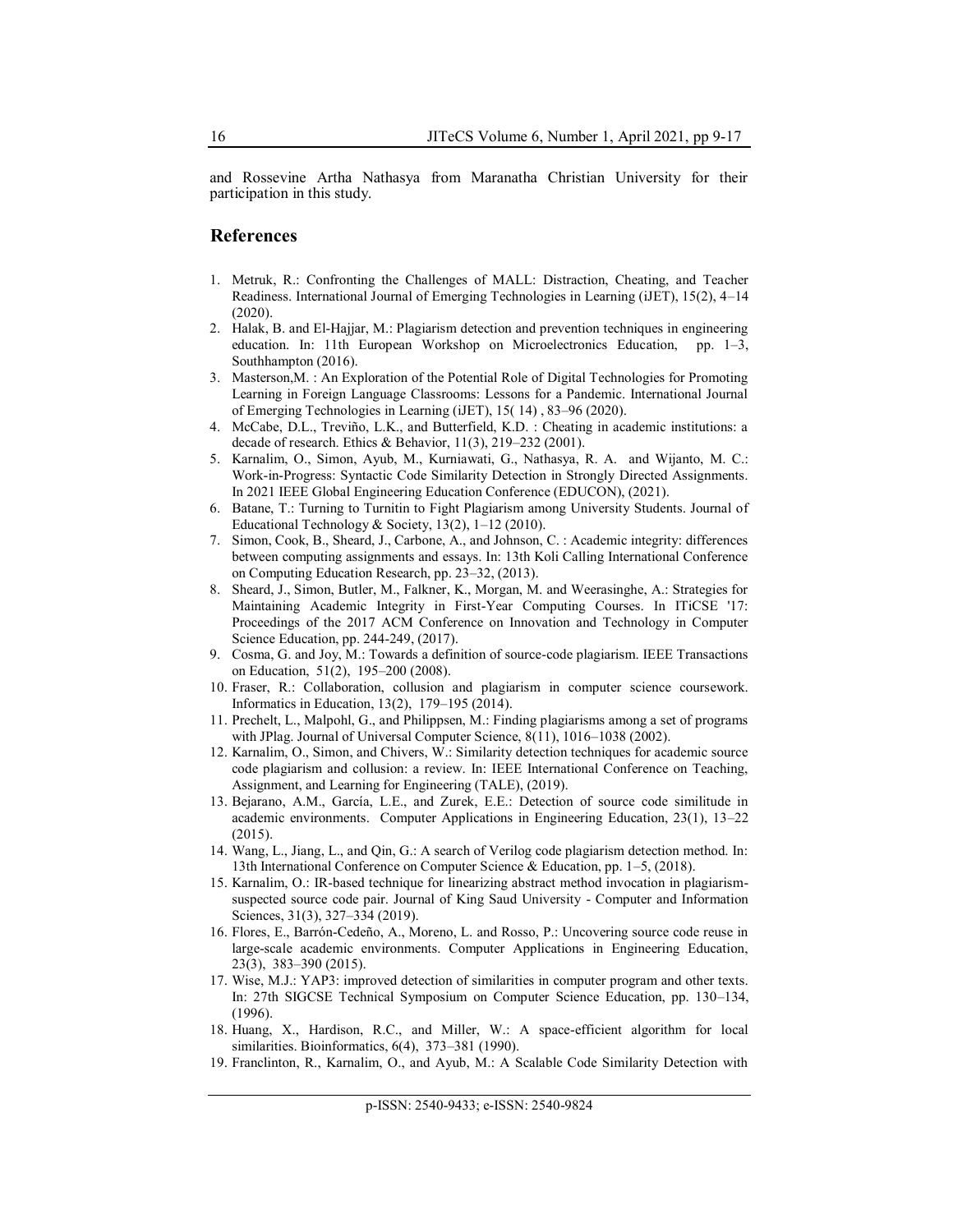and Rossevine Artha Nathasya from Maranatha Christian University for their participation in this study.

## References

1. Metruk, R.: Confronting the Challenges of MALL: Distraction, Cheating, and Teacher Readiness. International Journal of Emerging Technologies in Learning (iJET), 15(2), 4–14 (2020).
2. Halak, B. and El-Hajjar, M.: Plagiarism detection and prevention techniques in engineering education. In: 11th European Workshop on Microelectronics Education, pp. 1–3, Southhampton (2016).
3. Masterson,M. : An Exploration of the Potential Role of Digital Technologies for Promoting Learning in Foreign Language Classrooms: Lessons for a Pandemic. International Journal of Emerging Technologies in Learning (iJET), 15( 14) , 83–96 (2020).
4. McCabe, D.L., Treviño, L.K., and Butterfield, K.D. : Cheating in academic institutions: a decade of research. Ethics & Behavior, 11(3), 219–232 (2001).
5. Karnalim, O., Simon, Ayub, M., Kurniawati, G., Nathasya, R. A. and Wijanto, M. C.: Work-in-Progress: Syntactic Code Similarity Detection in Strongly Directed Assignments. In 2021 IEEE Global Engineering Education Conference (EDUCON), (2021).
6. Batane, T.: Turning to Turnitin to Fight Plagiarism among University Students. Journal of Educational Technology & Society, 13(2), 1–12 (2010).
7. Simon, Cook, B., Sheard, J., Carbone, A., and Johnson, C. : Academic integrity: differences between computing assignments and essays. In: 13th Koli Calling International Conference on Computing Education Research, pp. 23–32, (2013).
8. Sheard, J., Simon, Butler, M., Falkner, K., Morgan, M. and Weerasinghe, A.: Strategies for Maintaining Academic Integrity in First-Year Computing Courses. In ITiCSE '17: Proceedings of the 2017 ACM Conference on Innovation and Technology in Computer Science Education, pp. 244-249, (2017).
9. Cosma, G. and Joy, M.: Towards a definition of source-code plagiarism. IEEE Transactions on Education, 51(2), 195–200 (2008).
10. Fraser, R.: Collaboration, collusion and plagiarism in computer science coursework. Informatics in Education, 13(2), 179–195 (2014).
11. Prechelt, L., Malpohl, G., and Philippsen, M.: Finding plagiarisms among a set of programs with JPlag. Journal of Universal Computer Science, 8(11), 1016–1038 (2002).
12. Karnalim, O., Simon, and Chivers, W.: Similarity detection techniques for academic source code plagiarism and collusion: a review. In: IEEE International Conference on Teaching, Assignment, and Learning for Engineering (TALE), (2019).
13. Bejarano, A.M., García, L.E., and Zurek, E.E.: Detection of source code similitude in academic environments. Computer Applications in Engineering Education, 23(1), 13–22 (2015).
14. Wang, L., Jiang, L., and Qin, G.: A search of Verilog code plagiarism detection method. In: 13th International Conference on Computer Science & Education, pp. 1–5, (2018).
15. Karnalim, O.: IR-based technique for linearizing abstract method invocation in plagiarism-suspected source code pair. Journal of King Saud University - Computer and Information Sciences, 31(3), 327–334 (2019).
16. Flores, E., Barrón-Cedeño, A., Moreno, L. and Rosso, P.: Uncovering source code reuse in large-scale academic environments. Computer Applications in Engineering Education, 23(3), 383–390 (2015).
17. Wise, M.J.: YAP3: improved detection of similarities in computer program and other texts. In: 27th SIGCSE Technical Symposium on Computer Science Education, pp. 130–134, (1996).
18. Huang, X., Hardison, R.C., and Miller, W.: A space-efficient algorithm for local similarities. Bioinformatics, 6(4), 373–381 (1990).
19. Franclinton, R., Karnalim, O., and Ayub, M.: A Scalable Code Similarity Detection with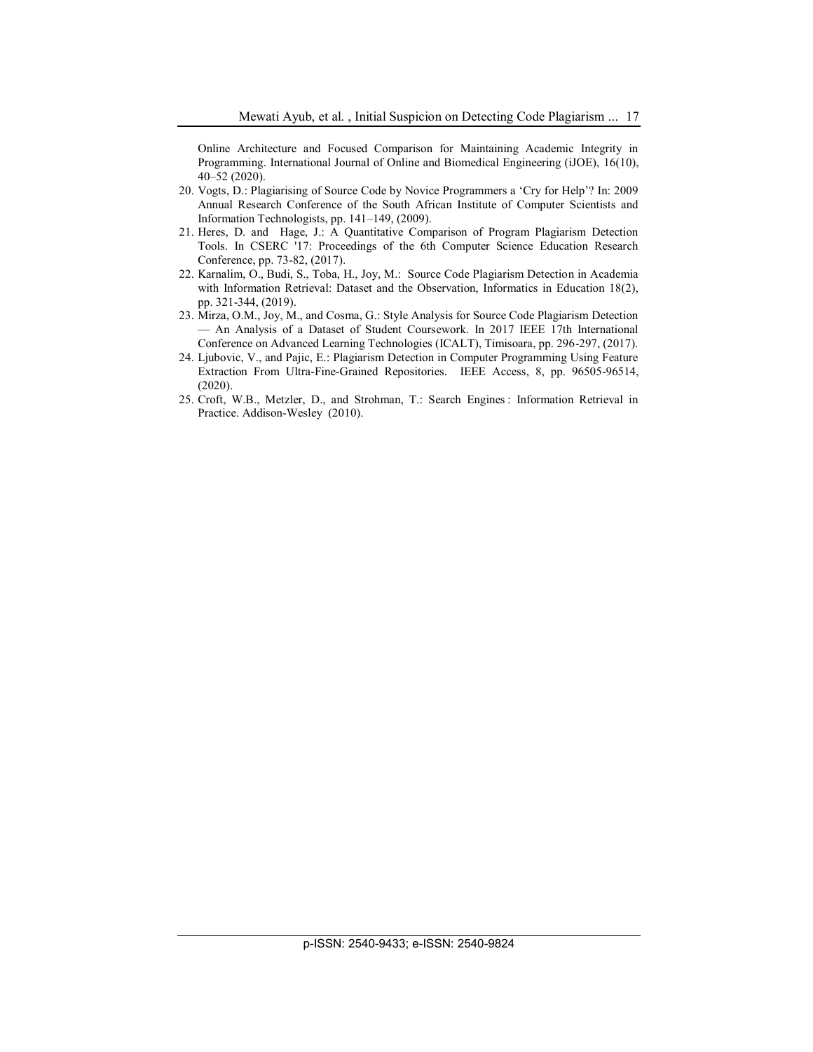Online Architecture and Focused Comparison for Maintaining Academic Integrity in Programming. International Journal of Online and Biomedical Engineering (iJOE), 16(10), 40–52 (2020).

20. Vogts, D.: Plagiarising of Source Code by Novice Programmers a 'Cry for Help'? In: 2009 Annual Research Conference of the South African Institute of Computer Scientists and Information Technologists, pp. 141–149, (2009).
21. Heres, D. and Hage, J.: A Quantitative Comparison of Program Plagiarism Detection Tools. In CSERC '17: Proceedings of the 6th Computer Science Education Research Conference, pp. 73-82, (2017).
22. Karnalim, O., Budi, S., Toba, H., Joy, M.: Source Code Plagiarism Detection in Academia with Information Retrieval: Dataset and the Observation, Informatics in Education 18(2), pp. 321-344, (2019).
23. Mirza, O.M., Joy, M., and Cosma, G.: Style Analysis for Source Code Plagiarism Detection — An Analysis of a Dataset of Student Coursework. In 2017 IEEE 17th International Conference on Advanced Learning Technologies (ICALT), Timisoara, pp. 296-297, (2017).
24. Ljubovic, V., and Pajic, E.: Plagiarism Detection in Computer Programming Using Feature Extraction From Ultra-Fine-Grained Repositories. IEEE Access, 8, pp. 96505-96514, (2020).
25. Croft, W.B., Metzler, D., and Strohman, T.: Search Engines : Information Retrieval in Practice. Addison-Wesley (2010).